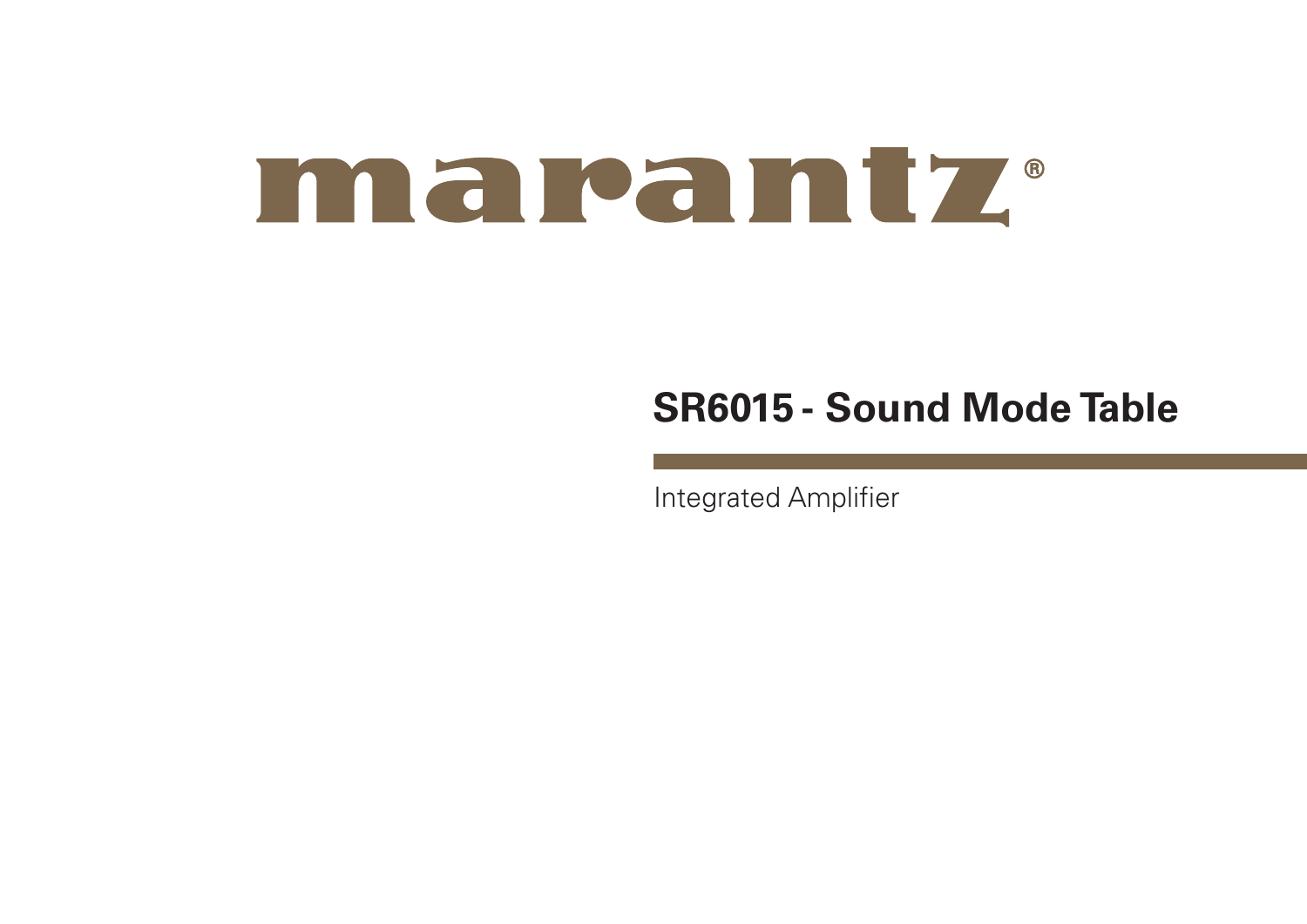marantz®

# SR6015 - Sound Mode Table

Integrated Amplifier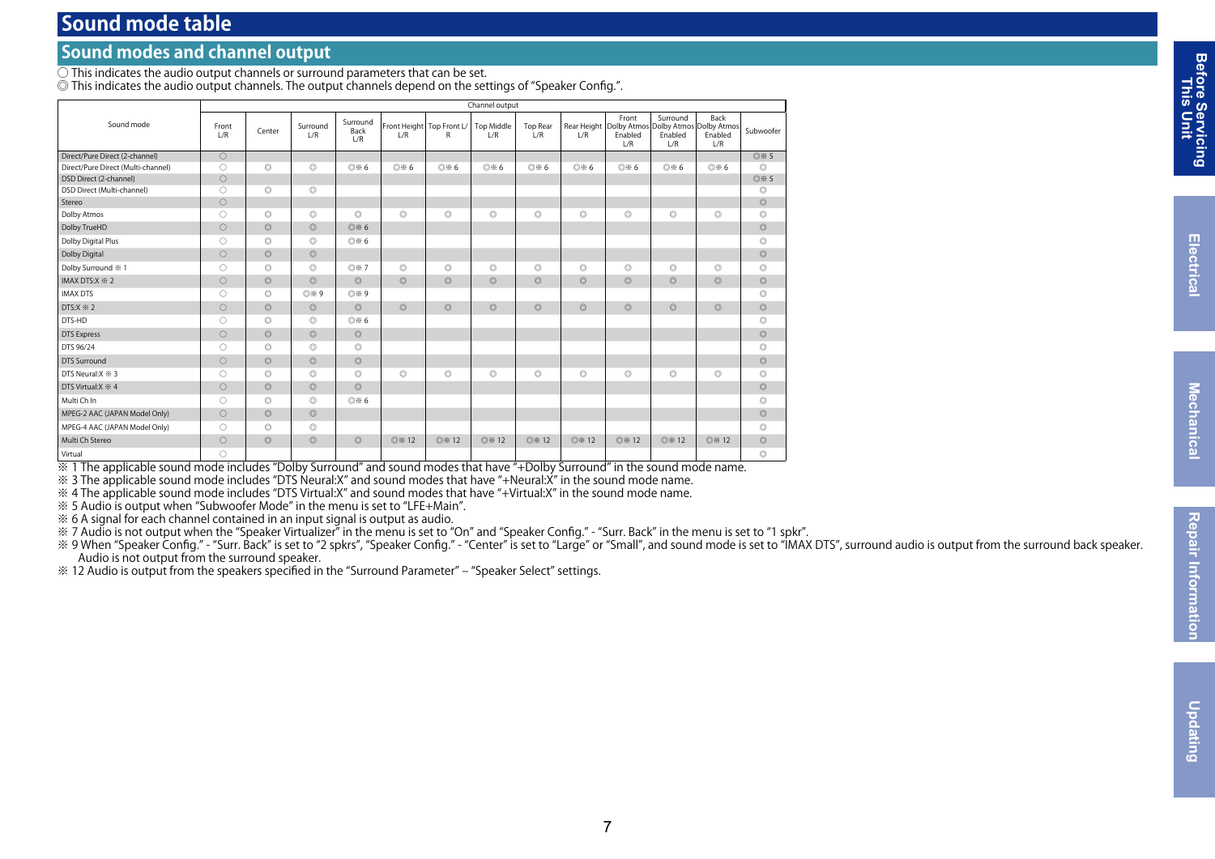# Sound mode table

## Sound modes and channel output

○ This indicates the audio output channels or surround parameters that can be set.
◎ This indicates the audio output channels. The output channels depend on the settings of "Speaker Config.".

| Sound mode | Channel output | | | | | | | | | | | | |
|---|---|---|---|---|---|---|---|---|---|---|---|---|---|
| | Front L/R | Center | Surround L/R | Surround Back L/R | Front Height L/R | Top Front L/R | Top Middle L/R | Top Rear L/R | Rear Height L/R | Front Dolby Atmos Enabled L/R | Surround Dolby Atmos Enabled L/R | Back Dolby Atmos Enabled L/R | Subwoofer |
| Direct/Pure Direct (2-channel) | ○ | | | | | | | | | | | | ◎※ 5 |
| Direct/Pure Direct (Multi-channel) | ○ | ◎ | ◎ | ◎※ 6 | ◎※ 6 | ◎※ 6 | ◎※ 6 | ◎※ 6 | ◎※ 6 | ◎※ 6 | ◎※ 6 | ◎※ 6 | ◎ |
| DSD Direct (2-channel) | ○ | | | | | | | | | | | | ◎※ 5 |
| DSD Direct (Multi-channel) | ○ | ◎ | ◎ | | | | | | | | | | ◎ |
| Stereo | ○ | | | | | | | | | | | | ◎ |
| Dolby Atmos | ○ | ◎ | ◎ | ◎ | ◎ | ◎ | ◎ | ◎ | ◎ | ◎ | ◎ | ◎ | ◎ |
| Dolby TrueHD | ○ | ◎ | ◎ | ◎※ 6 | | | | | | | | | ◎ |
| Dolby Digital Plus | ○ | ◎ | ◎ | ◎※ 6 | | | | | | | | | ◎ |
| Dolby Digital | ○ | ◎ | ◎ | | | | | | | | | | ◎ |
| Dolby Surround ※ 1 | ○ | ◎ | ◎ | ◎※ 7 | ◎ | ◎ | ◎ | ◎ | ◎ | ◎ | ◎ | ◎ | ◎ |
| IMAX DTS:X ※ 2 | ○ | ◎ | ◎ | ◎ | ◎ | ◎ | ◎ | ◎ | ◎ | ◎ | ◎ | ◎ | ◎ |
| IMAX DTS | ○ | ◎ | ◎※ 9 | ◎※ 9 | | | | | | | | | ◎ |
| DTS:X ※ 2 | ○ | ◎ | ◎ | ◎ | ◎ | ◎ | ◎ | ◎ | ◎ | ◎ | ◎ | ◎ | ◎ |
| DTS-HD | ○ | ◎ | ◎ | ◎※ 6 | | | | | | | | | ◎ |
| DTS Express | ○ | ◎ | ◎ | ◎ | | | | | | | | | ◎ |
| DTS 96/24 | ○ | ◎ | ◎ | ◎ | | | | | | | | | ◎ |
| DTS Surround | ○ | ◎ | ◎ | ◎ | | | | | | | | | ◎ |
| DTS Neural:X ※ 3 | ○ | ◎ | ◎ | ◎ | ◎ | ◎ | ◎ | ◎ | ◎ | ◎ | ◎ | ◎ | ◎ |
| DTS Virtual:X ※ 4 | ○ | ◎ | ◎ | ◎ | | | | | | | | | ◎ |
| Multi Ch In | ○ | ◎ | ◎ | ◎※ 6 | | | | | | | | | ◎ |
| MPEG-2 AAC (JAPAN Model Only) | ○ | ◎ | ◎ | | | | | | | | | | ◎ |
| MPEG-4 AAC (JAPAN Model Only) | ○ | ◎ | ◎ | | | | | | | | | | ◎ |
| Multi Ch Stereo | ○ | ◎ | ◎ | ◎ | ◎※ 12 | ◎※ 12 | ◎※ 12 | ◎※ 12 | ◎※ 12 | ◎※ 12 | ◎※ 12 | ◎※ 12 | ◎ |
| Virtual | ○ | | | | | | | | | | | | ◎ |

※ 1 The applicable sound mode includes "Dolby Surround" and sound modes that have "+Dolby Surround" in the sound mode name.
※ 3 The applicable sound mode includes "DTS Neural:X" and sound modes that have "+Neural:X" in the sound mode name.
※ 4 The applicable sound mode includes "DTS Virtual:X" and sound modes that have "+Virtual:X" in the sound mode name.
※ 5 Audio is output when "Subwoofer Mode" in the menu is set to "LFE+Main".
※ 6 A signal for each channel contained in an input signal is output as audio.
※ 7 Audio is not output when the "Speaker Virtualizer" in the menu is set to "On" and "Speaker Config." - "Surr. Back" in the menu is set to "1 spkr".
※ 9 When "Speaker Config." - "Surr. Back" is set to "2 spkrs", "Speaker Config." - "Center" is set to "Large" or "Small", and sound mode is set to "IMAX DTS", surround audio is output from the surround back speaker. Audio is not output from the surround speaker.
※ 12 Audio is output from the speakers specified in the "Surround Parameter" – "Speaker Select" settings.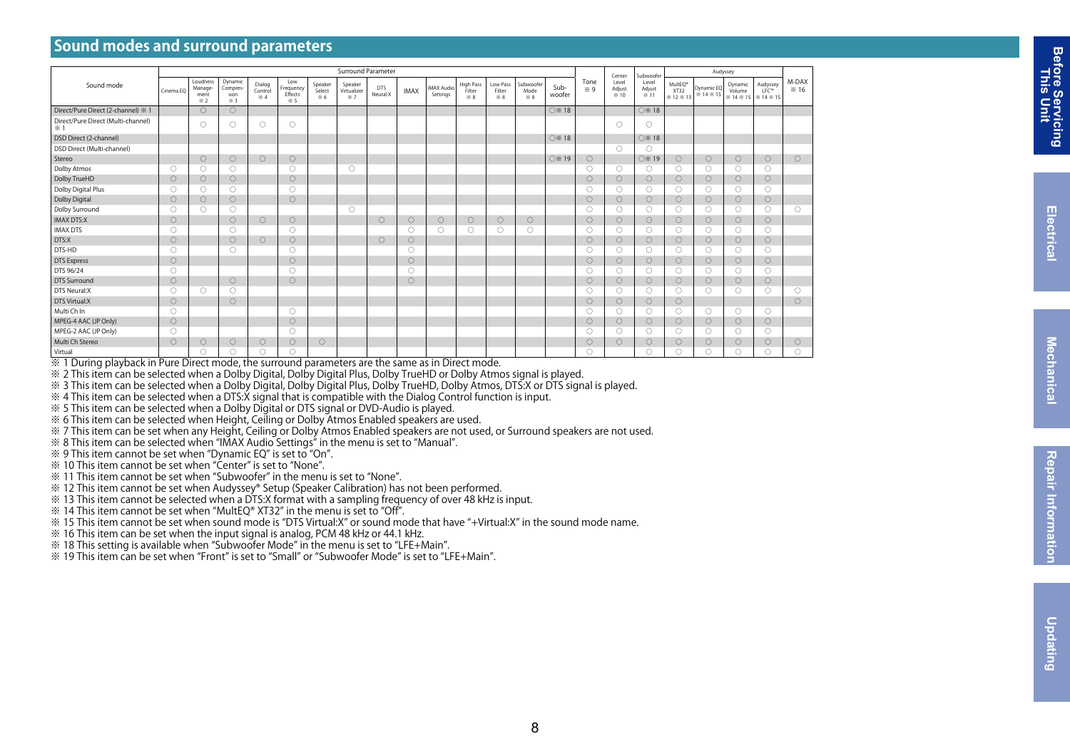## Sound modes and surround parameters

| Sound mode | Surround Parameter | | | | | | | | | | | | | | Tone ※9 | Center Level Adjust ※10 | Subwoofer Level Adjust ※11 | Audyssey | | | | M-DAX ※16 |
|---|---|---|---|---|---|---|---|---|---|---|---|---|---|---|---|---|---|---|---|---|---|---|
| | Cinema EQ | Loudness Management ※2 | Dynamic Compression ※3 | Dialog Control ※4 | Low Frequency Effects ※5 | Speaker Select ※6 | Speaker Virtualizer ※7 | DTS Neural:X | IMAX | IMAX Audio Settings | High Pass Filter ※8 | Low Pass Filter ※8 | Subwoofer Mode ※8 | Subwoofer | | | | MultEQ® XT32 ※12 ※13 | Dynamic EQ ※14 ※15 | Dynamic Volume ※14 ※15 | Audyssey LFC™ ※14 ※15 | |
| Direct/Pure Direct (2-channel) ※1 | | ○ | ○ | | | | | | | | | | | ○※18 | | | ○※18 | | | | | |
| Direct/Pure Direct (Multi-channel) ※1 | | ○ | ○ | ○ | ○ | | | | | | | | | | | ○ | ○ | | | | | |
| DSD Direct (2-channel) | | | | | | | | | | | | | | ○※18 | | | ○※18 | | | | | |
| DSD Direct (Multi-channel) | | | | | | | | | | | | | | | | ○ | ○ | | | | | |
| Stereo | | ○ | ○ | ○ | ○ | | | | | | | | | ○※19 | ○ | | ○※19 | ○ | ○ | ○ | ○ | ○ |
| Dolby Atmos | ○ | ○ | ○ | | ○ | | ○ | | | | | | | | ○ | ○ | ○ | ○ | ○ | ○ | ○ | |
| Dolby TrueHD | ○ | ○ | ○ | | ○ | | | | | | | | | | ○ | ○ | ○ | ○ | ○ | ○ | ○ | |
| Dolby Digital Plus | ○ | ○ | ○ | | ○ | | | | | | | | | | ○ | ○ | ○ | ○ | ○ | ○ | ○ | |
| Dolby Digital | ○ | ○ | ○ | | ○ | | | | | | | | | | ○ | ○ | ○ | ○ | ○ | ○ | ○ | |
| Dolby Surround | ○ | ○ | ○ | | | | ○ | | | | | | | | ○ | ○ | ○ | ○ | ○ | ○ | ○ | ○ |
| IMAX DTS:X | ○ | | ○ | ○ | ○ | | | ○ | ○ | ○ | ○ | ○ | ○ | | ○ | ○ | ○ | ○ | ○ | ○ | ○ | |
| IMAX DTS | ○ | | ○ | | ○ | | | | ○ | ○ | ○ | ○ | ○ | | ○ | ○ | ○ | ○ | ○ | ○ | ○ | |
| DTS:X | ○ | | ○ | ○ | ○ | | | ○ | ○ | | | | | | ○ | ○ | ○ | ○ | ○ | ○ | ○ | |
| DTS-HD | ○ | | ○ | | ○ | | | | ○ | | | | | | ○ | ○ | ○ | ○ | ○ | ○ | ○ | |
| DTS Express | ○ | | | | ○ | | | | ○ | | | | | | ○ | ○ | ○ | ○ | ○ | ○ | ○ | |
| DTS 96/24 | ○ | | | | ○ | | | | ○ | | | | | | ○ | ○ | ○ | ○ | ○ | ○ | ○ | |
| DTS Surround | ○ | | ○ | | ○ | | | | ○ | | | | | | ○ | ○ | ○ | ○ | ○ | ○ | ○ | |
| DTS Neural:X | ○ | ○ | ○ | | | | | | | | | | | | ○ | ○ | ○ | ○ | ○ | ○ | ○ | ○ |
| DTS Virtual:X | ○ | | ○ | | | | | | | | | | | | ○ | ○ | ○ | ○ | | | | ○ |
| Multi Ch In | ○ | | | | ○ | | | | | | | | | | ○ | ○ | ○ | ○ | ○ | ○ | ○ | |
| MPEG-4 AAC (JP Only) | ○ | | | | ○ | | | | | | | | | | ○ | ○ | ○ | ○ | ○ | ○ | ○ | |
| MPEG-2 AAC (JP Only) | ○ | | | | ○ | | | | | | | | | | ○ | ○ | ○ | ○ | ○ | ○ | ○ | |
| Multi Ch Stereo | ○ | ○ | ○ | ○ | ○ | ○ | | | | | | | | | ○ | ○ | ○ | ○ | ○ | ○ | ○ | ○ |
| Virtual | | ○ | ○ | ○ | ○ | | | | | | | | | | ○ | | ○ | ○ | ○ | ○ | ○ | ○ |

※ 1 During playback in Pure Direct mode, the surround parameters are the same as in Direct mode.
※ 2 This item can be selected when a Dolby Digital, Dolby Digital Plus, Dolby TrueHD or Dolby Atmos signal is played.
※ 3 This item can be selected when a Dolby Digital, Dolby Digital Plus, Dolby TrueHD, Dolby Atmos, DTS:X or DTS signal is played.
※ 4 This item can be selected when a DTS:X signal that is compatible with the Dialog Control function is input.
※ 5 This item can be selected when a Dolby Digital or DTS signal or DVD-Audio is played.
※ 6 This item can be selected when Height, Ceiling or Dolby Atmos Enabled speakers are used.
※ 7 This item can be set when any Height, Ceiling or Dolby Atmos Enabled speakers are not used, or Surround speakers are not used.
※ 8 This item can be selected when "IMAX Audio Settings" in the menu is set to "Manual".
※ 9 This item cannot be set when "Dynamic EQ" is set to "On".
※ 10 This item cannot be set when "Center" is set to "None".
※ 11 This item cannot be set when "Subwoofer" in the menu is set to "None".
※ 12 This item cannot be set when Audyssey® Setup (Speaker Calibration) has not been performed.
※ 13 This item cannot be selected when a DTS:X format with a sampling frequency of over 48 kHz is input.
※ 14 This item cannot be set when "MultEQ® XT32" in the menu is set to "Off".
※ 15 This item cannot be set when sound mode is "DTS Virtual:X" or sound mode that have "+Virtual:X" in the sound mode name.
※ 16 This item can be set when the input signal is analog, PCM 48 kHz or 44.1 kHz.
※ 18 This setting is available when "Subwoofer Mode" in the menu is set to "LFE+Main".
※ 19 This item can be set when "Front" is set to "Small" or "Subwoofer Mode" is set to "LFE+Main".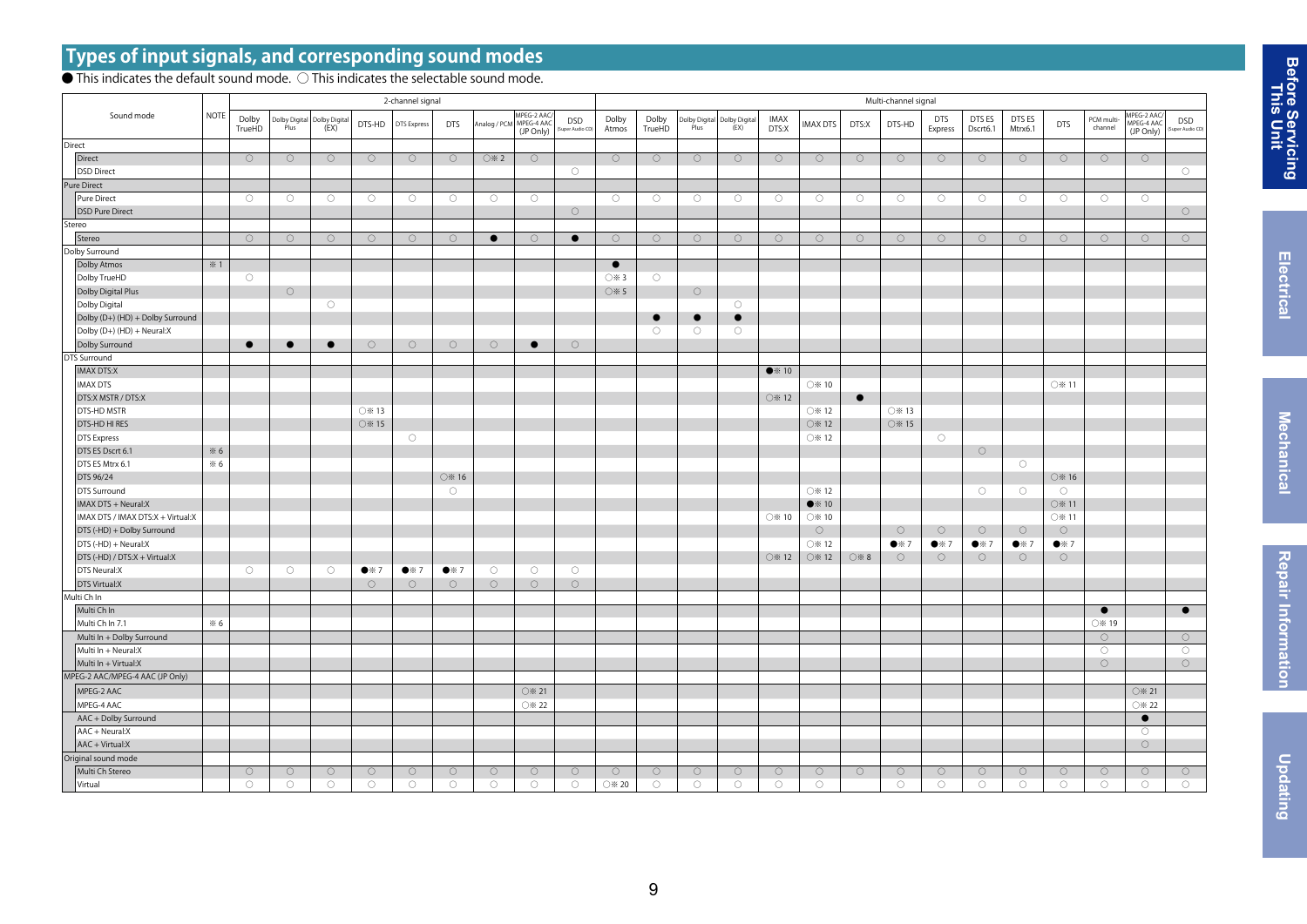## Types of input signals, and corresponding sound modes

● This indicates the default sound mode. ○ This indicates the selectable sound mode.

| Sound mode | NOTE | 2-channel signal | | | | | | | | | Multi-channel signal | | | | | | | | | | | | | | |
|---|---|---|---|---|---|---|---|---|---|---|---|---|---|---|---|---|---|---|---|---|---|---|---|---|---|
| | | Dolby TrueHD | Dolby Digital Plus | Dolby Digital (EX) | DTS-HD | DTS Express | DTS | Analog / PCM | MPEG-2 AAC/ MPEG-4 AAC (JP Only) | DSD (Super Audio CD) | Dolby Atmos | Dolby TrueHD | Dolby Digital Plus | Dolby Digital (EX) | IMAX DTS:X | IMAX DTS | DTS:X | DTS-HD | DTS Express | DTS ES Dscrt6.1 | DTS ES Mtrx6.1 | DTS | PCM multi-channel | MPEG-2 AAC/ MPEG-4 AAC (JP Only) | DSD (Super Audio CD) |
| **Direct** | | | | | | | | | | | | | | | | | | | | | | | | | |
| Direct | | ○ | ○ | ○ | ○ | ○ | ○ | ○※2 | ○ | | ○ | ○ | ○ | ○ | ○ | ○ | ○ | ○ | ○ | ○ | ○ | ○ | ○ | ○ | |
| DSD Direct | | | | | | | | | | ○ | | | | | | | | | | | | | | | ○ |
| **Pure Direct** | | | | | | | | | | | | | | | | | | | | | | | | | |
| Pure Direct | | ○ | ○ | ○ | ○ | ○ | ○ | ○ | ○ | | ○ | ○ | ○ | ○ | ○ | ○ | ○ | ○ | ○ | ○ | ○ | ○ | ○ | ○ | |
| DSD Pure Direct | | | | | | | | | | ○ | | | | | | | | | | | | | | | ○ |
| **Stereo** | | | | | | | | | | | | | | | | | | | | | | | | | |
| Stereo | | ○ | ○ | ○ | ○ | ○ | ○ | ● | ○ | ● | ○ | ○ | ○ | ○ | ○ | ○ | ○ | ○ | ○ | ○ | ○ | ○ | ○ | ○ | ○ |
| **Dolby Surround** | | | | | | | | | | | | | | | | | | | | | | | | | |
| Dolby Atmos | ※1 | | | | | | | | | | ● | | | | | | | | | | | | | | |
| Dolby TrueHD | | ○ | | | | | | | | | ○※3 | ○ | | | | | | | | | | | | | |
| Dolby Digital Plus | | | ○ | | | | | | | | ○※5 | | ○ | | | | | | | | | | | | |
| Dolby Digital | | | | ○ | | | | | | | | | | ○ | | | | | | | | | | | |
| Dolby (D+) (HD) + Dolby Surround | | | | | | | | | | | | ● | ● | ● | | | | | | | | | | | |
| Dolby (D+) (HD) + Neural:X | | | | | | | | | | | | ○ | ○ | ○ | | | | | | | | | | | |
| Dolby Surround | | ● | ● | ● | ○ | ○ | ○ | ○ | ● | ○ | | | | | | | | | | | | | | | |
| **DTS Surround** | | | | | | | | | | | | | | | | | | | | | | | | | |
| IMAX DTS:X | | | | | | | | | | | | | | | ●※10 | | | | | | | | | | |
| IMAX DTS | | | | | | | | | | | | | | | | ○※10 | | | | | | ○※11 | | | |
| DTS:X MSTR / DTS:X | | | | | | | | | | | | | | | ○※12 | | ● | | | | | | | | |
| DTS-HD MSTR | | | | | ○※13 | | | | | | | | | | | ○※12 | | ○※13 | | | | | | | |
| DTS-HD HI RES | | | | | ○※15 | | | | | | | | | | | ○※12 | | ○※15 | | | | | | | |
| DTS Express | | | | | | ○ | | | | | | | | | | ○※12 | | | ○ | | | | | | |
| DTS ES Dscrt 6.1 | ※6 | | | | | | | | | | | | | | | | | | | ○ | | | | | |
| DTS ES Mtrx 6.1 | ※6 | | | | | | | | | | | | | | | | | | | | ○ | | | | |
| DTS 96/24 | | | | | | | ○※16 | | | | | | | | | | | | | | | ○※16 | | | |
| DTS Surround | | | | | | | ○ | | | | | | | | | ○※12 | | | | ○ | ○ | ○ | | | |
| IMAX DTS + Neural:X | | | | | | | | | | | | | | | | ●※10 | | | | | | ○※11 | | | |
| IMAX DTS / IMAX DTS:X + Virtual:X | | | | | | | | | | | | | | | ○※10 | ○※10 | | | | | | ○※11 | | | |
| DTS (-HD) + Dolby Surround | | | | | | | | | | | | | | | | ○ | | ○ | ○ | ○ | ○ | ○ | | | |
| DTS (-HD) + Neural:X | | | | | | | | | | | | | | | | ○※12 | | ●※7 | ●※7 | ●※7 | ●※7 | ●※7 | | | |
| DTS (-HD) / DTS:X + Virtual:X | | | | | | | | | | | | | | | ○※12 | ○※12 | ○※8 | ○ | ○ | ○ | ○ | ○ | | | |
| DTS Neural:X | | ○ | ○ | ○ | ●※7 | ●※7 | ●※7 | ○ | ○ | ○ | | | | | | | | | | | | | | | |
| DTS Virtual:X | | | | | ○ | ○ | ○ | ○ | ○ | ○ | | | | | | | | | | | | | | | |
| **Multi Ch In** | | | | | | | | | | | | | | | | | | | | | | | | | |
| Multi Ch In | | | | | | | | | | | | | | | | | | | | | | | ● | | ● |
| Multi Ch In 7.1 | ※6 | | | | | | | | | | | | | | | | | | | | | | ○※19 | | |
| Multi In + Dolby Surround | | | | | | | | | | | | | | | | | | | | | | | ○ | | ○ |
| Multi In + Neural:X | | | | | | | | | | | | | | | | | | | | | | | ○ | | ○ |
| Multi In + Virtual:X | | | | | | | | | | | | | | | | | | | | | | | ○ | | ○ |
| **MPEG-2 AAC/MPEG-4 AAC (JP Only)** | | | | | | | | | | | | | | | | | | | | | | | | | |
| MPEG-2 AAC | | | | | | | | | ○※21 | | | | | | | | | | | | | | | ○※21 | |
| MPEG-4 AAC | | | | | | | | | ○※22 | | | | | | | | | | | | | | | ○※22 | |
| AAC + Dolby Surround | | | | | | | | | | | | | | | | | | | | | | | | ● | |
| AAC + Neural:X | | | | | | | | | | | | | | | | | | | | | | | | ○ | |
| AAC + Virtual:X | | | | | | | | | | | | | | | | | | | | | | | | ○ | |
| **Original sound mode** | | | | | | | | | | | | | | | | | | | | | | | | | |
| Multi Ch Stereo | | ○ | ○ | ○ | ○ | ○ | ○ | ○ | ○ | ○ | ○ | ○ | ○ | ○ | ○ | ○ | ○ | ○ | ○ | ○ | ○ | ○ | ○ | ○ | ○ |
| Virtual | | ○ | ○ | ○ | ○ | ○ | ○ | ○ | ○ | ○ | ○※20 | ○ | ○ | ○ | ○ | ○ | | ○ | ○ | ○ | ○ | ○ | ○ | ○ | ○ |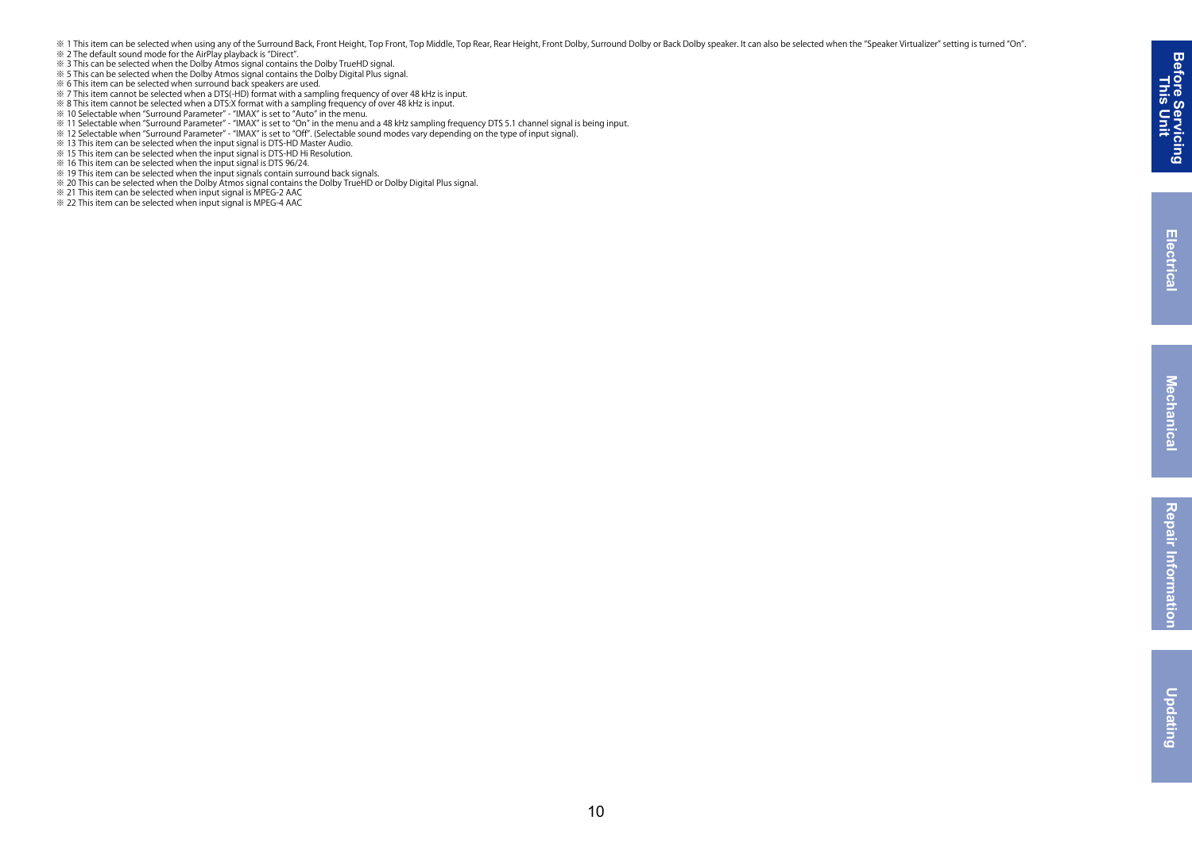※ 1 This item can be selected when using any of the Surround Back, Front Height, Top Front, Top Middle, Top Rear, Rear Height, Front Dolby, Surround Dolby or Back Dolby speaker. It can also be selected when the "Speaker Virtualizer" setting is turned "On".
※ 2 The default sound mode for the AirPlay playback is "Direct".
※ 3 This can be selected when the Dolby Atmos signal contains the Dolby TrueHD signal.
※ 5 This can be selected when the Dolby Atmos signal contains the Dolby Digital Plus signal.
※ 6 This item can be selected when surround back speakers are used.
※ 7 This item cannot be selected when a DTS(-HD) format with a sampling frequency of over 48 kHz is input.
※ 8 This item cannot be selected when a DTS:X format with a sampling frequency of over 48 kHz is input.
※ 10 Selectable when "Surround Parameter" - "IMAX" is set to "Auto" in the menu.
※ 11 Selectable when "Surround Parameter" - "IMAX" is set to "On" in the menu and a 48 kHz sampling frequency DTS 5.1 channel signal is being input.
※ 12 Selectable when "Surround Parameter" - "IMAX" is set to "Off". (Selectable sound modes vary depending on the type of input signal).
※ 13 This item can be selected when the input signal is DTS-HD Master Audio.
※ 15 This item can be selected when the input signal is DTS-HD Hi Resolution.
※ 16 This item can be selected when the input signal is DTS 96/24.
※ 19 This item can be selected when the input signals contain surround back signals.
※ 20 This can be selected when the Dolby Atmos signal contains the Dolby TrueHD or Dolby Digital Plus signal.
※ 21 This item can be selected when input signal is MPEG-2 AAC
※ 22 This item can be selected when input signal is MPEG-4 AAC